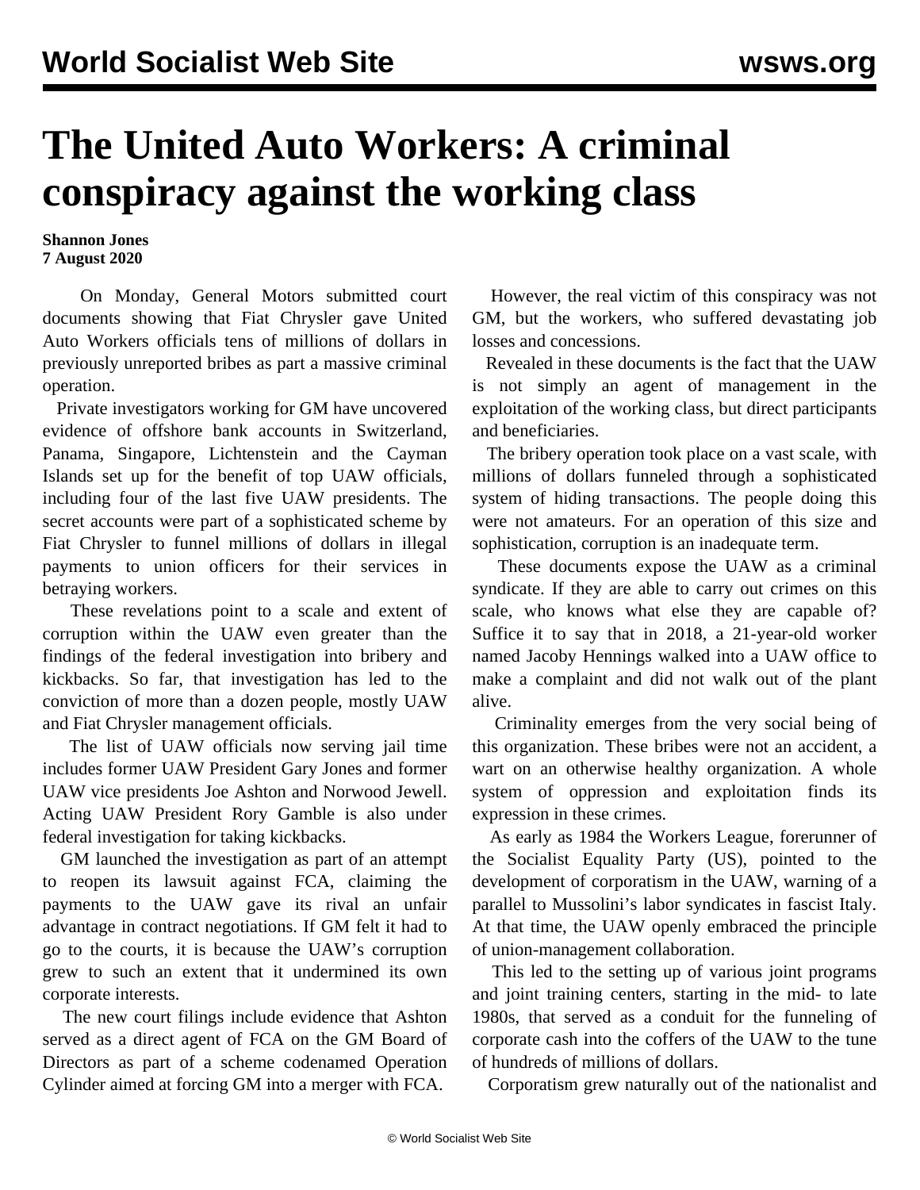# The United Auto Workers: A criminal conspiracy against the working class

**Shannon Jones**
**7 August 2020**

On Monday, General Motors submitted court documents showing that Fiat Chrysler gave United Auto Workers officials tens of millions of dollars in previously unreported bribes as part a massive criminal operation.

Private investigators working for GM have uncovered evidence of offshore bank accounts in Switzerland, Panama, Singapore, Lichtenstein and the Cayman Islands set up for the benefit of top UAW officials, including four of the last five UAW presidents. The secret accounts were part of a sophisticated scheme by Fiat Chrysler to funnel millions of dollars in illegal payments to union officers for their services in betraying workers.

These revelations point to a scale and extent of corruption within the UAW even greater than the findings of the federal investigation into bribery and kickbacks. So far, that investigation has led to the conviction of more than a dozen people, mostly UAW and Fiat Chrysler management officials.

The list of UAW officials now serving jail time includes former UAW President Gary Jones and former UAW vice presidents Joe Ashton and Norwood Jewell. Acting UAW President Rory Gamble is also under federal investigation for taking kickbacks.

GM launched the investigation as part of an attempt to reopen its lawsuit against FCA, claiming the payments to the UAW gave its rival an unfair advantage in contract negotiations. If GM felt it had to go to the courts, it is because the UAW's corruption grew to such an extent that it undermined its own corporate interests.

The new court filings include evidence that Ashton served as a direct agent of FCA on the GM Board of Directors as part of a scheme codenamed Operation Cylinder aimed at forcing GM into a merger with FCA.

However, the real victim of this conspiracy was not GM, but the workers, who suffered devastating job losses and concessions.

Revealed in these documents is the fact that the UAW is not simply an agent of management in the exploitation of the working class, but direct participants and beneficiaries.

The bribery operation took place on a vast scale, with millions of dollars funneled through a sophisticated system of hiding transactions. The people doing this were not amateurs. For an operation of this size and sophistication, corruption is an inadequate term.

These documents expose the UAW as a criminal syndicate. If they are able to carry out crimes on this scale, who knows what else they are capable of? Suffice it to say that in 2018, a 21-year-old worker named Jacoby Hennings walked into a UAW office to make a complaint and did not walk out of the plant alive.

Criminality emerges from the very social being of this organization. These bribes were not an accident, a wart on an otherwise healthy organization. A whole system of oppression and exploitation finds its expression in these crimes.

As early as 1984 the Workers League, forerunner of the Socialist Equality Party (US), pointed to the development of corporatism in the UAW, warning of a parallel to Mussolini's labor syndicates in fascist Italy. At that time, the UAW openly embraced the principle of union-management collaboration.

This led to the setting up of various joint programs and joint training centers, starting in the mid- to late 1980s, that served as a conduit for the funneling of corporate cash into the coffers of the UAW to the tune of hundreds of millions of dollars.

Corporatism grew naturally out of the nationalist and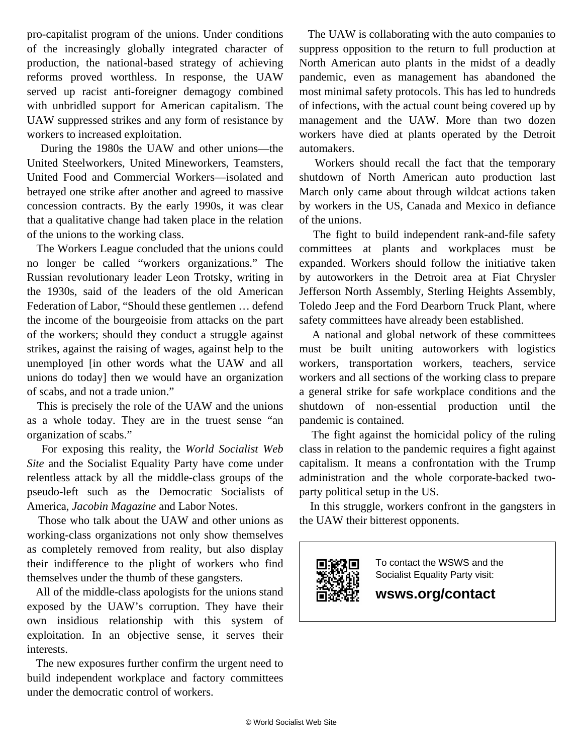pro-capitalist program of the unions. Under conditions of the increasingly globally integrated character of production, the national-based strategy of achieving reforms proved worthless. In response, the UAW served up racist anti-foreigner demagogy combined with unbridled support for American capitalism. The UAW suppressed strikes and any form of resistance by workers to increased exploitation.

During the 1980s the UAW and other unions—the United Steelworkers, United Mineworkers, Teamsters, United Food and Commercial Workers—isolated and betrayed one strike after another and agreed to massive concession contracts. By the early 1990s, it was clear that a qualitative change had taken place in the relation of the unions to the working class.

The Workers League concluded that the unions could no longer be called "workers organizations." The Russian revolutionary leader Leon Trotsky, writing in the 1930s, said of the leaders of the old American Federation of Labor, "Should these gentlemen … defend the income of the bourgeoisie from attacks on the part of the workers; should they conduct a struggle against strikes, against the raising of wages, against help to the unemployed [in other words what the UAW and all unions do today] then we would have an organization of scabs, and not a trade union."

This is precisely the role of the UAW and the unions as a whole today. They are in the truest sense "an organization of scabs."

For exposing this reality, the *World Socialist Web Site* and the Socialist Equality Party have come under relentless attack by all the middle-class groups of the pseudo-left such as the Democratic Socialists of America, *Jacobin Magazine* and Labor Notes.

Those who talk about the UAW and other unions as working-class organizations not only show themselves as completely removed from reality, but also display their indifference to the plight of workers who find themselves under the thumb of these gangsters.

All of the middle-class apologists for the unions stand exposed by the UAW's corruption. They have their own insidious relationship with this system of exploitation. In an objective sense, it serves their interests.

The new exposures further confirm the urgent need to build independent workplace and factory committees under the democratic control of workers.

The UAW is collaborating with the auto companies to suppress opposition to the return to full production at North American auto plants in the midst of a deadly pandemic, even as management has abandoned the most minimal safety protocols. This has led to hundreds of infections, with the actual count being covered up by management and the UAW. More than two dozen workers have died at plants operated by the Detroit automakers.

Workers should recall the fact that the temporary shutdown of North American auto production last March only came about through wildcat actions taken by workers in the US, Canada and Mexico in defiance of the unions.

The fight to build independent rank-and-file safety committees at plants and workplaces must be expanded. Workers should follow the initiative taken by autoworkers in the Detroit area at Fiat Chrysler Jefferson North Assembly, Sterling Heights Assembly, Toledo Jeep and the Ford Dearborn Truck Plant, where safety committees have already been established.

A national and global network of these committees must be built uniting autoworkers with logistics workers, transportation workers, teachers, service workers and all sections of the working class to prepare a general strike for safe workplace conditions and the shutdown of non-essential production until the pandemic is contained.

The fight against the homicidal policy of the ruling class in relation to the pandemic requires a fight against capitalism. It means a confrontation with the Trump administration and the whole corporate-backed two-party political setup in the US.

In this struggle, workers confront in the gangsters in the UAW their bitterest opponents.

To contact the WSWS and the Socialist Equality Party visit:

**wsws.org/contact**